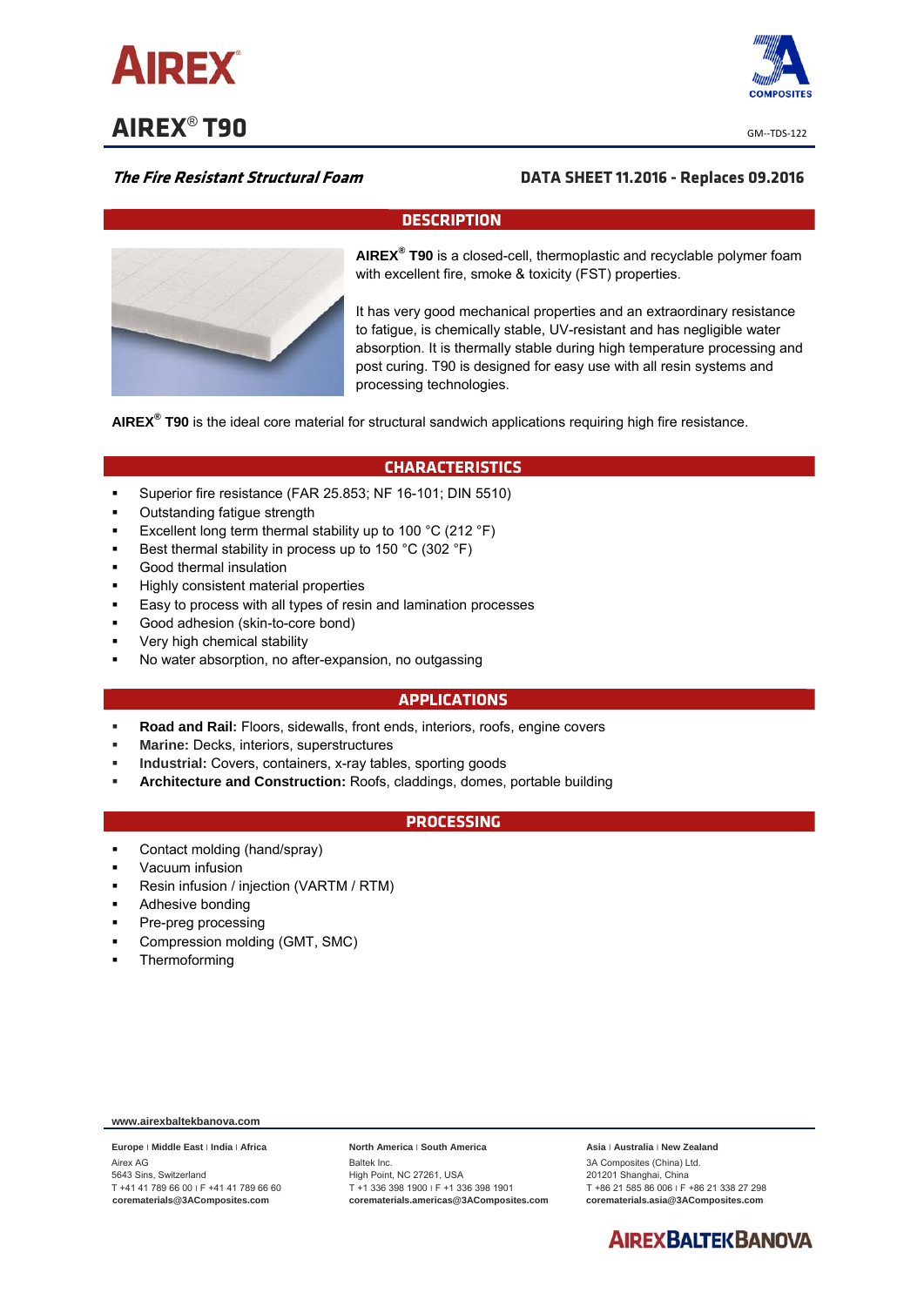# AIREX® T90

GM--TDS-122

***The Fire Resistant Structural Foam***

**DATA SHEET 11.2016 - Replaces 09.2016**

## DESCRIPTION

**AIREX® T90** is a closed-cell, thermoplastic and recyclable polymer foam with excellent fire, smoke & toxicity (FST) properties.

It has very good mechanical properties and an extraordinary resistance to fatigue, is chemically stable, UV-resistant and has negligible water absorption. It is thermally stable during high temperature processing and post curing. T90 is designed for easy use with all resin systems and processing technologies.

**AIREX® T90** is the ideal core material for structural sandwich applications requiring high fire resistance.

## CHARACTERISTICS

- Superior fire resistance (FAR 25.853; NF 16-101; DIN 5510)
- Outstanding fatigue strength
- Excellent long term thermal stability up to 100 °C (212 °F)
- Best thermal stability in process up to 150 °C (302 °F)
- Good thermal insulation
- Highly consistent material properties
- Easy to process with all types of resin and lamination processes
- Good adhesion (skin-to-core bond)
- Very high chemical stability
- No water absorption, no after-expansion, no outgassing

## APPLICATIONS

- **Road and Rail:** Floors, sidewalls, front ends, interiors, roofs, engine covers
- **Marine:** Decks, interiors, superstructures
- **Industrial:** Covers, containers, x-ray tables, sporting goods
- **Architecture and Construction:** Roofs, claddings, domes, portable building

## PROCESSING

- Contact molding (hand/spray)
- Vacuum infusion
- Resin infusion / injection (VARTM / RTM)
- Adhesive bonding
- Pre-preg processing
- Compression molding (GMT, SMC)
- Thermoforming

**www.airexbaltekbanova.com**

**Europe | Middle East | India | Africa**
Airex AG
5643 Sins, Switzerland
T +41 41 789 66 00 | F +41 41 789 66 60
**corematerials@3ACompposites.com**

**North America | South America**
Baltek Inc.
High Point, NC 27261, USA
T +1 336 398 1900 | F +1 336 398 1901
**corematerials.americas@3ACompposites.com**

**Asia | Australia | New Zealand**
3A Composites (China) Ltd.
201201 Shanghai, China
T +86 21 585 86 006 | F +86 21 338 27 298
**corematerials.asia@3ACompposites.com**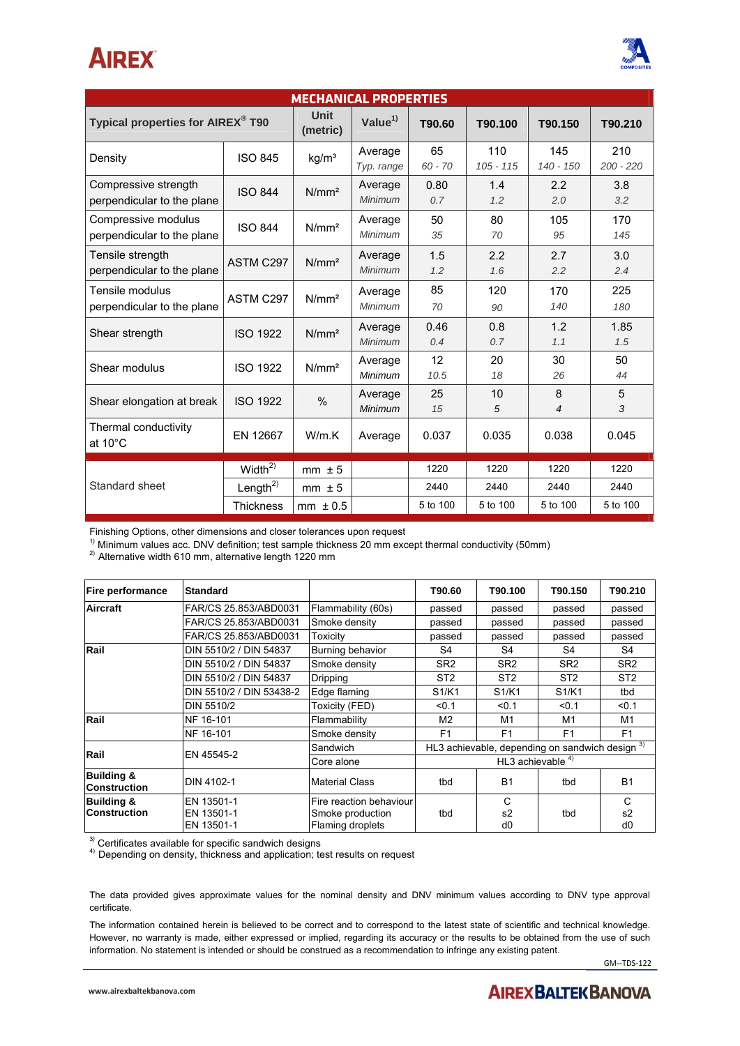## MECHANICAL PROPERTIES

| Typical properties for AIREX® T90 | | Unit (metric) | Value[1] | T90.60 | T90.100 | T90.150 | T90.210 |
|---|---|---|---|---|---|---|---|
| Density | ISO 845 | kg/m³ | Average | 65 | 110 | 145 | 210 |
| | | | *Typ. range* | *60 - 70* | *105 - 115* | *140 - 150* | *200 - 220* |
| Compressive strength perpendicular to the plane | ISO 844 | N/mm² | Average | 0.80 | 1.4 | 2.2 | 3.8 |
| | | | *Minimum* | *0.7* | *1.2* | *2.0* | *3.2* |
| Compressive modulus perpendicular to the plane | ISO 844 | N/mm² | Average | 50 | 80 | 105 | 170 |
| | | | *Minimum* | *35* | *70* | *95* | *145* |
| Tensile strength perpendicular to the plane | ASTM C297 | N/mm² | Average | 1.5 | 2.2 | 2.7 | 3.0 |
| | | | *Minimum* | *1.2* | *1.6* | *2.2* | *2.4* |
| Tensile modulus perpendicular to the plane | ASTM C297 | N/mm² | Average | 85 | 120 | 170 | 225 |
| | | | *Minimum* | *70* | *90* | *140* | *180* |
| Shear strength | ISO 1922 | N/mm² | Average | 0.46 | 0.8 | 1.2 | 1.85 |
| | | | *Minimum* | *0.4* | *0.7* | *1.1* | *1.5* |
| Shear modulus | ISO 1922 | N/mm² | Average | 12 | 20 | 30 | 50 |
| | | | *Minimum* | *10.5* | *18* | *26* | *44* |
| Shear elongation at break | ISO 1922 | % | Average | 25 | 10 | 8 | 5 |
| | | | *Minimum* | *15* | *5* | *4* | *3* |
| Thermal conductivity at 10°C | EN 12667 | W/m.K | Average | 0.037 | 0.035 | 0.038 | 0.045 |
| Standard sheet | Width[2] | mm ± 5 | | 1220 | 1220 | 1220 | 1220 |
| | Length[2] | mm ± 5 | | 2440 | 2440 | 2440 | 2440 |
| | Thickness | mm ± 0.5 | | 5 to 100 | 5 to 100 | 5 to 100 | 5 to 100 |

Finishing Options, other dimensions and closer tolerances upon request

[1] Minimum values acc. DNV definition; test sample thickness 20 mm except thermal conductivity (50mm)

[2] Alternative width 610 mm, alternative length 1220 mm

| Fire performance | Standard | | T90.60 | T90.100 | T90.150 | T90.210 |
|---|---|---|---|---|---|---|
| **Aircraft** | FAR/CS 25.853/ABD0031 | Flammability (60s) | passed | passed | passed | passed |
| | FAR/CS 25.853/ABD0031 | Smoke density | passed | passed | passed | passed |
| | FAR/CS 25.853/ABD0031 | Toxicity | passed | passed | passed | passed |
| **Rail** | DIN 5510/2 / DIN 54837 | Burning behavior | S4 | S4 | S4 | S4 |
| | DIN 5510/2 / DIN 54837 | Smoke density | SR2 | SR2 | SR2 | SR2 |
| | DIN 5510/2 / DIN 54837 | Dripping | ST2 | ST2 | ST2 | ST2 |
| | DIN 5510/2 / DIN 53438-2 | Edge flaming | S1/K1 | S1/K1 | S1/K1 | tbd |
| | DIN 5510/2 | Toxicity (FED) | <0.1 | <0.1 | <0.1 | <0.1 |
| **Rail** | NF 16-101 | Flammability | M2 | M1 | M1 | M1 |
| | NF 16-101 | Smoke density | F1 | F1 | F1 | F1 |
| **Rail** | EN 45545-2 | Sandwich | HL3 achievable, depending on sandwich design [3] | | | |
| | | Core alone | HL3 achievable [4] | | | |
| **Building & Construction** | DIN 4102-1 | Material Class | tbd | B1 | tbd | B1 |
| **Building & Construction** | EN 13501-1<br>EN 13501-1<br>EN 13501-1 | Fire reaction behaviour<br>Smoke production<br>Flaming droplets | tbd | C<br>s2<br>d0 | tbd | C<br>s2<br>d0 |

[3] Certificates available for specific sandwich designs

[4] Depending on density, thickness and application; test results on request

The data provided gives approximate values for the nominal density and DNV minimum values according to DNV type approval certificate.

The information contained herein is believed to be correct and to correspond to the latest state of scientific and technical knowledge. However, no warranty is made, either expressed or implied, regarding its accuracy or the results to be obtained from the use of such information. No statement is intended or should be construed as a recommendation to infringe any existing patent.

GM--TDS-122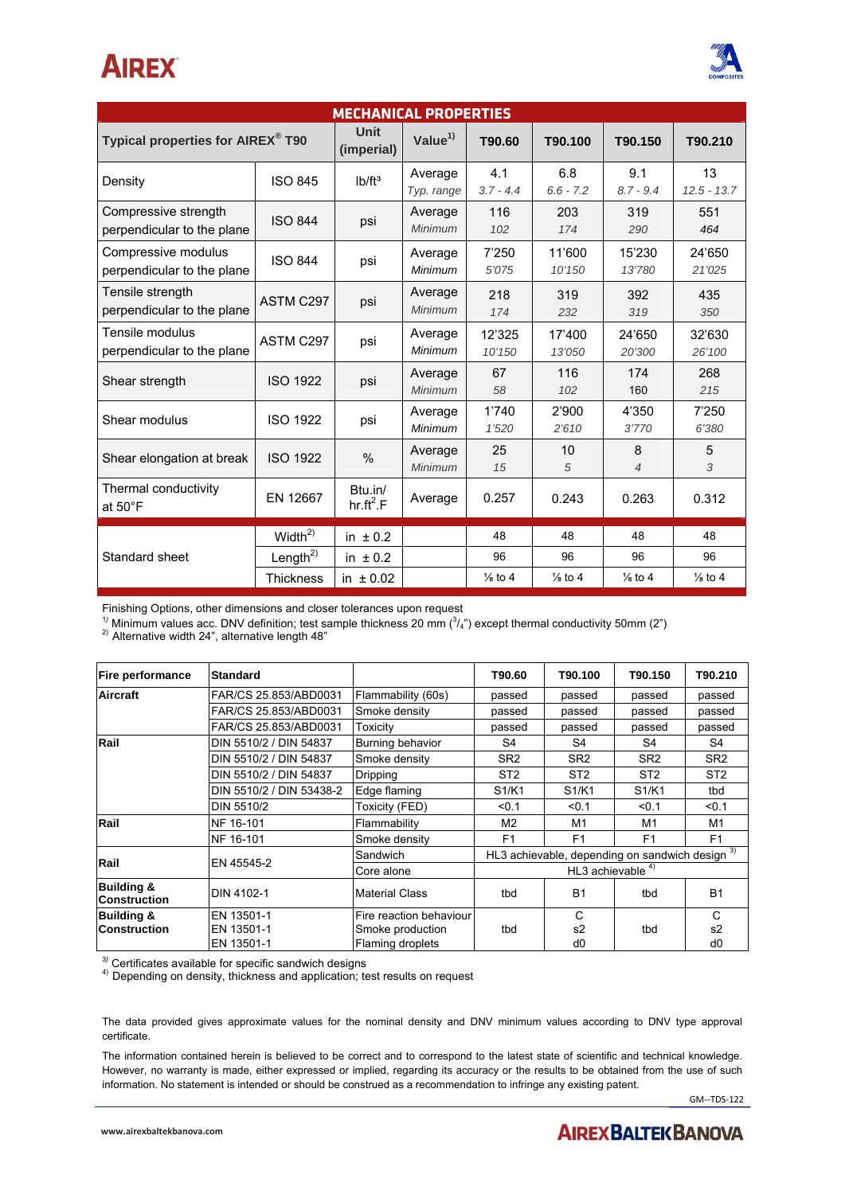## MECHANICAL PROPERTIES

| Typical properties for AIREX® T90 | | Unit (imperial) | Value[1)] | T90.60 | T90.100 | T90.150 | T90.210 |
|---|---|---|---|---|---|---|---|
| Density | ISO 845 | lb/ft³ | Average | 4.1 | 6.8 | 9.1 | 13 |
| | | | *Typ. range* | *3.7 - 4.4* | *6.6 - 7.2* | *8.7 - 9.4* | *12.5 - 13.7* |
| Compressive strength perpendicular to the plane | ISO 844 | psi | Average | 116 | 203 | 319 | 551 |
| | | | *Minimum* | *102* | *174* | *290* | *464* |
| Compressive modulus perpendicular to the plane | ISO 844 | psi | Average | 7'250 | 11'600 | 15'230 | 24'650 |
| | | | *Minimum* | *5'075* | *10'150* | *13'780* | *21'025* |
| Tensile strength perpendicular to the plane | ASTM C297 | psi | Average | 218 | 319 | 392 | 435 |
| | | | *Minimum* | *174* | *232* | *319* | *350* |
| Tensile modulus perpendicular to the plane | ASTM C297 | psi | Average | 12'325 | 17'400 | 24'650 | 32'630 |
| | | | *Minimum* | *10'150* | *13'050* | *20'300* | *26'100* |
| Shear strength | ISO 1922 | psi | Average | 67 | 116 | 174 | 268 |
| | | | *Minimum* | *58* | *102* | 160 | *215* |
| Shear modulus | ISO 1922 | psi | Average | 1'740 | 2'900 | 4'350 | 7'250 |
| | | | *Minimum* | *1'520* | *2'610* | *3'770* | *6'380* |
| Shear elongation at break | ISO 1922 | % | Average | 25 | 10 | 8 | 5 |
| | | | *Minimum* | *15* | *5* | *4* | *3* |
| Thermal conductivity at 50°F | EN 12667 | Btu.in/ $hr.ft^2.F$ | Average | 0.257 | 0.243 | 0.263 | 0.312 |
| Standard sheet | Width[2)] | in ± 0.2 | | 48 | 48 | 48 | 48 |
| | Length[2)] | in ± 0.2 | | 96 | 96 | 96 | 96 |
| | Thickness | in ± 0.02 | | ⅛ to 4 | ⅛ to 4 | ⅛ to 4 | ⅛ to 4 |

Finishing Options, other dimensions and closer tolerances upon request

[1)] Minimum values acc. DNV definition; test sample thickness 20 mm (³/₄") except thermal conductivity 50mm (2")

[2)] Alternative width 24", alternative length 48"

| Fire performance | Standard | | T90.60 | T90.100 | T90.150 | T90.210 |
|---|---|---|---|---|---|---|
| **Aircraft** | FAR/CS 25.853/ABD0031 | Flammability (60s) | passed | passed | passed | passed |
| | FAR/CS 25.853/ABD0031 | Smoke density | passed | passed | passed | passed |
| | FAR/CS 25.853/ABD0031 | Toxicity | passed | passed | passed | passed |
| **Rail** | DIN 5510/2 / DIN 54837 | Burning behavior | S4 | S4 | S4 | S4 |
| | DIN 5510/2 / DIN 54837 | Smoke density | SR2 | SR2 | SR2 | SR2 |
| | DIN 5510/2 / DIN 54837 | Dripping | ST2 | ST2 | ST2 | ST2 |
| | DIN 5510/2 / DIN 53438-2 | Edge flaming | S1/K1 | S1/K1 | S1/K1 | tbd |
| | DIN 5510/2 | Toxicity (FED) | <0.1 | <0.1 | <0.1 | <0.1 |
| **Rail** | NF 16-101 | Flammability | M2 | M1 | M1 | M1 |
| | NF 16-101 | Smoke density | F1 | F1 | F1 | F1 |
| **Rail** | EN 45545-2 | Sandwich | HL3 achievable, depending on sandwich design [3)] | | | |
| | | Core alone | HL3 achievable [4)] | | | |
| **Building & Construction** | DIN 4102-1 | Material Class | tbd | B1 | tbd | B1 |
| **Building & Construction** | EN 13501-1 | Fire reaction behaviour | tbd | C | tbd | C |
| | EN 13501-1 | Smoke production | | s2 | | s2 |
| | EN 13501-1 | Flaming droplets | | d0 | | d0 |

[3)] Certificates available for specific sandwich designs

[4)] Depending on density, thickness and application; test results on request

The data provided gives approximate values for the nominal density and DNV minimum values according to DNV type approval certificate.

The information contained herein is believed to be correct and to correspond to the latest state of scientific and technical knowledge. However, no warranty is made, either expressed or implied, regarding its accuracy or the results to be obtained from the use of such information. No statement is intended or should be construed as a recommendation to infringe any existing patent.

GM--TDS-122

www.airexbaltekbanova.com